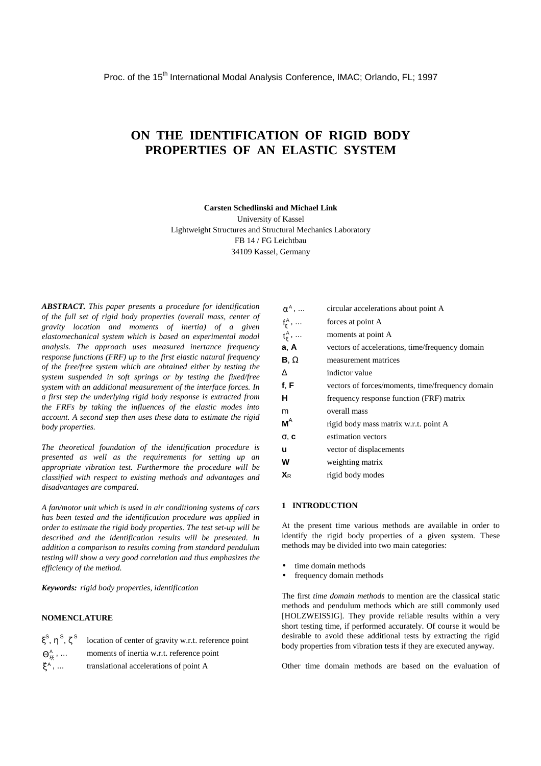Proc. of the 15th International Modal Analysis Conference, IMAC; Orlando, FL; 1997

# ON THE IDENTIFICATION OF RIGID BODY PROPERTIES OF AN ELASTIC SYSTEM

**Carsten Schedlinski and Michael Link**

University of Kassel
Lightweight Structures and Structural Mechanics Laboratory
FB 14 / FG Leichtbau
34109 Kassel, Germany

***ABSTRACT.*** *This paper presents a procedure for identification of the full set of rigid body properties (overall mass, center of gravity location and moments of inertia) of a given elastomechanical system which is based on experimental modal analysis. The approach uses measured inertance frequency response functions (FRF) up to the first elastic natural frequency of the free/free system which are obtained either by testing the system suspended in soft springs or by testing the fixed/free system with an additional measurement of the interface forces. In a first step the underlying rigid body response is extracted from the FRFs by taking the influences of the elastic modes into account. A second step then uses these data to estimate the rigid body properties.*

*The theoretical foundation of the identification procedure is presented as well as the requirements for setting up an appropriate vibration test. Furthermore the procedure will be classified with respect to existing methods and advantages and disadvantages are compared.*

*A fan/motor unit which is used in air conditioning systems of cars has been tested and the identification procedure was applied in order to estimate the rigid body properties. The test set-up will be described and the identification results will be presented. In addition a comparison to results coming from standard pendulum testing will show a very good correlation and thus emphasizes the efficiency of the method.*

***Keywords:*** *rigid body properties, identification*

## NOMENCLATURE

| | |
|---|---|
| $\xi^S, \eta^S, \zeta^S$ | location of center of gravity w.r.t. reference point |
| $\Theta^A_{\xi\xi}, \ldots$ | moments of inertia w.r.t. reference point |
| $\ddot{\xi}^A, \ldots$ | translational accelerations of point A |
| $\alpha^A, \ldots$ | circular accelerations about point A |
| $f^A_\xi, \ldots$ | forces at point A |
| $t^A_\xi, \ldots$ | moments at point A |
| $\mathbf{a}$, $\mathbf{A}$ | vectors of accelerations, time/frequency domain |
| $\mathbf{B}$, $\Omega$ | measurement matrices |
| $\Delta$ | indictor value |
| $\mathbf{f}$, $\mathbf{F}$ | vectors of forces/moments, time/frequency domain |
| $\mathbf{H}$ | frequency response function (FRF) matrix |
| $m$ | overall mass |
| $\mathbf{M}^A$ | rigid body mass matrix w.r.t. point A |
| $\sigma$, $\mathbf{c}$ | estimation vectors |
| $\mathbf{u}$ | vector of displacements |
| $\mathbf{W}$ | weighting matrix |
| $\mathbf{X}_R$ | rigid body modes |

## 1 INTRODUCTION

At the present time various methods are available in order to identify the rigid body properties of a given system. These methods may be divided into two main categories:

- time domain methods
- frequency domain methods

The first *time domain methods* to mention are the classical static methods and pendulum methods which are still commonly used [HOLZWEISSIG]. They provide reliable results within a very short testing time, if performed accurately. Of course it would be desirable to avoid these additional tests by extracting the rigid body properties from vibration tests if they are executed anyway.

Other time domain methods are based on the evaluation of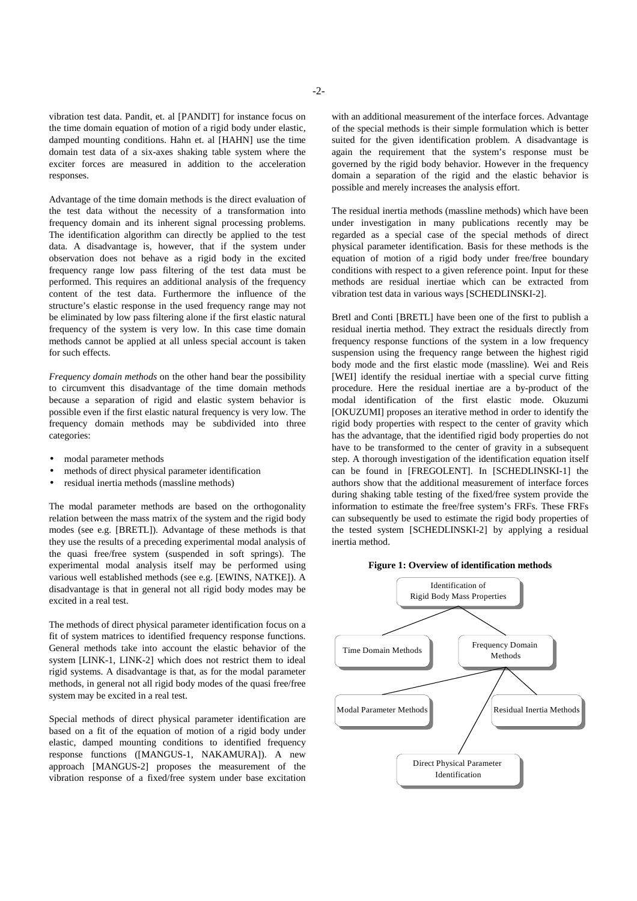vibration test data. Pandit, et. al [PANDIT] for instance focus on the time domain equation of motion of a rigid body under elastic, damped mounting conditions. Hahn et. al [HAHN] use the time domain test data of a six-axes shaking table system where the exciter forces are measured in addition to the acceleration responses.

Advantage of the time domain methods is the direct evaluation of the test data without the necessity of a transformation into frequency domain and its inherent signal processing problems. The identification algorithm can directly be applied to the test data. A disadvantage is, however, that if the system under observation does not behave as a rigid body in the excited frequency range low pass filtering of the test data must be performed. This requires an additional analysis of the frequency content of the test data. Furthermore the influence of the structure's elastic response in the used frequency range may not be eliminated by low pass filtering alone if the first elastic natural frequency of the system is very low. In this case time domain methods cannot be applied at all unless special account is taken for such effects.

*Frequency domain methods* on the other hand bear the possibility to circumvent this disadvantage of the time domain methods because a separation of rigid and elastic system behavior is possible even if the first elastic natural frequency is very low. The frequency domain methods may be subdivided into three categories:

- modal parameter methods
- methods of direct physical parameter identification
- residual inertia methods (massline methods)

The modal parameter methods are based on the orthogonality relation between the mass matrix of the system and the rigid body modes (see e.g. [BRETL]). Advantage of these methods is that they use the results of a preceding experimental modal analysis of the quasi free/free system (suspended in soft springs). The experimental modal analysis itself may be performed using various well established methods (see e.g. [EWINS, NATKE]). A disadvantage is that in general not all rigid body modes may be excited in a real test.

The methods of direct physical parameter identification focus on a fit of system matrices to identified frequency response functions. General methods take into account the elastic behavior of the system [LINK-1, LINK-2] which does not restrict them to ideal rigid systems. A disadvantage is that, as for the modal parameter methods, in general not all rigid body modes of the quasi free/free system may be excited in a real test.

Special methods of direct physical parameter identification are based on a fit of the equation of motion of a rigid body under elastic, damped mounting conditions to identified frequency response functions ([MANGUS-1, NAKAMURA]). A new approach [MANGUS-2] proposes the measurement of the vibration response of a fixed/free system under base excitation with an additional measurement of the interface forces. Advantage of the special methods is their simple formulation which is better suited for the given identification problem. A disadvantage is again the requirement that the system's response must be governed by the rigid body behavior. However in the frequency domain a separation of the rigid and the elastic behavior is possible and merely increases the analysis effort.

The residual inertia methods (massline methods) which have been under investigation in many publications recently may be regarded as a special case of the special methods of direct physical parameter identification. Basis for these methods is the equation of motion of a rigid body under free/free boundary conditions with respect to a given reference point. Input for these methods are residual inertiae which can be extracted from vibration test data in various ways [SCHEDLINSKI-2].

Bretl and Conti [BRETL] have been one of the first to publish a residual inertia method. They extract the residuals directly from frequency response functions of the system in a low frequency suspension using the frequency range between the highest rigid body mode and the first elastic mode (massline). Wei and Reis [WEI] identify the residual inertiae with a special curve fitting procedure. Here the residual inertiae are a by-product of the modal identification of the first elastic mode. Okuzumi [OKUZUMI] proposes an iterative method in order to identify the rigid body properties with respect to the center of gravity which has the advantage, that the identified rigid body properties do not have to be transformed to the center of gravity in a subsequent step. A thorough investigation of the identification equation itself can be found in [FREGOLENT]. In [SCHEDLINSKI-1] the authors show that the additional measurement of interface forces during shaking table testing of the fixed/free system provide the information to estimate the free/free system's FRFs. These FRFs can subsequently be used to estimate the rigid body properties of the tested system [SCHEDLINSKI-2] by applying a residual inertia method.

**Figure 1: Overview of identification methods**

- Identification of Rigid Body Mass Properties
  - Time Domain Methods
  - Frequency Domain Methods
    - Modal Parameter Methods
    - Direct Physical Parameter Identification
    - Residual Inertia Methods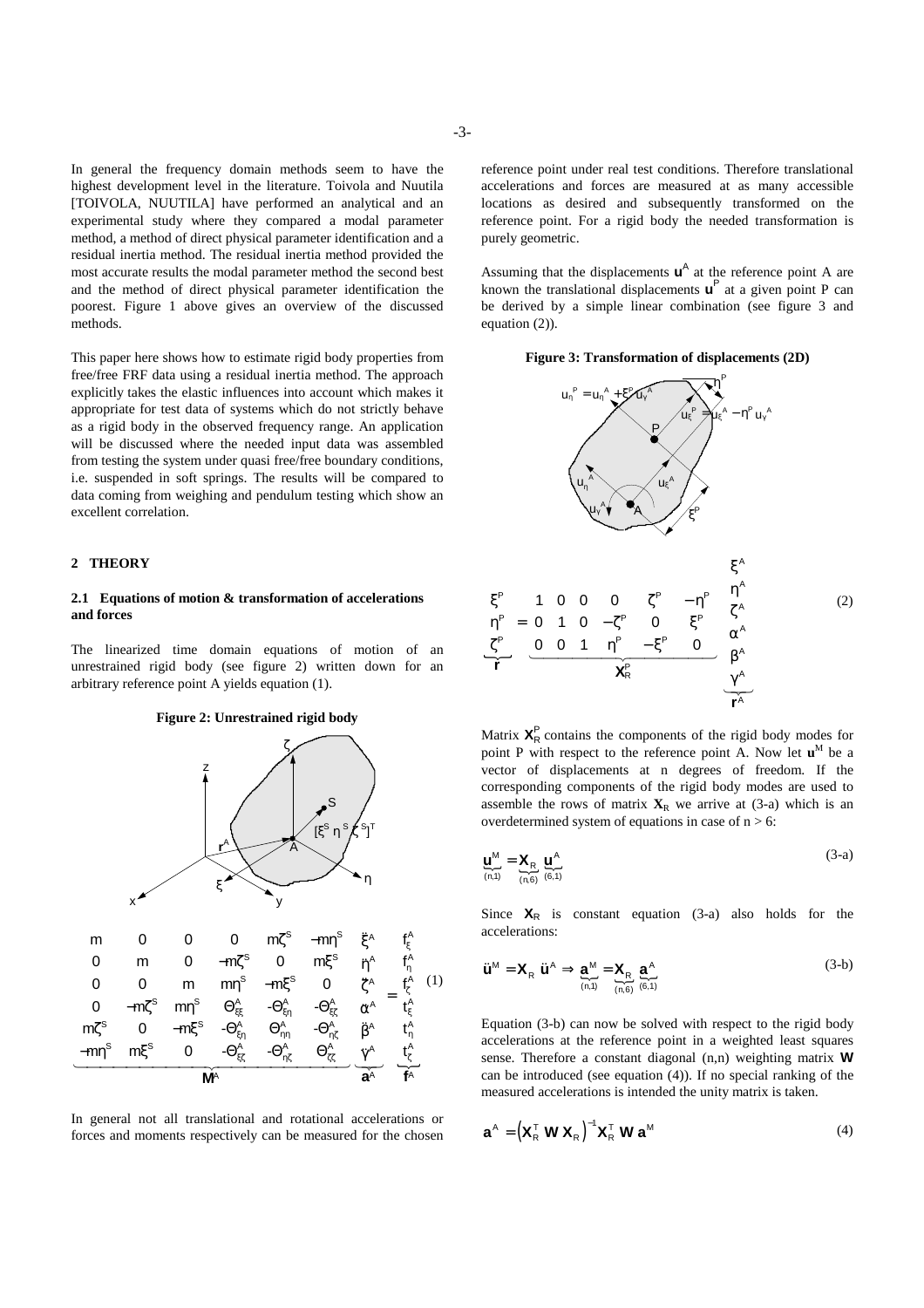In general the frequency domain methods seem to have the highest development level in the literature. Toivola and Nuutila [TOIVOLA, NUUTILA] have performed an analytical and an experimental study where they compared a modal parameter method, a method of direct physical parameter identification and a residual inertia method. The residual inertia method provided the most accurate results the modal parameter method the second best and the method of direct physical parameter identification the poorest. Figure 1 above gives an overview of the discussed methods.

This paper here shows how to estimate rigid body properties from free/free FRF data using a residual inertia method. The approach explicitly takes the elastic influences into account which makes it appropriate for test data of systems which do not strictly behave as a rigid body in the observed frequency range. An application will be discussed where the needed input data was assembled from testing the system under quasi free/free boundary conditions, i.e. suspended in soft springs. The results will be compared to data coming from weighing and pendulum testing which show an excellent correlation.

## 2 THEORY

### 2.1 Equations of motion & transformation of accelerations and forces

The linearized time domain equations of motion of an unrestrained rigid body (see figure 2) written down for an arbitrary reference point A yields equation (1).

**Figure 2: Unrestrained rigid body**

$$\underbrace{\begin{bmatrix} m & 0 & 0 & 0 & m\zeta^S & -m\eta^S \\ 0 & m & 0 & -m\zeta^S & 0 & m\xi^S \\ 0 & 0 & m & m\eta^S & -m\xi^S & 0 \\ 0 & -m\zeta^S & m\eta^S & \Theta^A_{\xi\xi} & -\Theta^A_{\xi\eta} & -\Theta^A_{\xi\zeta} \\ m\zeta^S & 0 & -m\xi^S & -\Theta^A_{\xi\eta} & \Theta^A_{\eta\eta} & -\Theta^A_{\eta\zeta} \\ -m\eta^S & m\xi^S & 0 & -\Theta^A_{\xi\zeta} & -\Theta^A_{\eta\zeta} & \Theta^A_{\zeta\zeta} \end{bmatrix}}_{\mathbf{M}^A} \underbrace{\begin{bmatrix} \ddot{\xi}^A \\ \ddot{\eta}^A \\ \ddot{\zeta}^A \\ \ddot{\alpha}^A \\ \ddot{\beta}^A \\ \ddot{\gamma}^A \end{bmatrix}}_{\mathbf{a}^A} = \underbrace{\begin{bmatrix} f^A_\xi \\ f^A_\eta \\ f^A_\zeta \\ t^A_\xi \\ t^A_\eta \\ t^A_\zeta \end{bmatrix}}_{\mathbf{f}^A} \tag{1}$$

In general not all translational and rotational accelerations or forces and moments respectively can be measured for the chosen reference point under real test conditions. Therefore translational accelerations and forces are measured at as many accessible locations as desired and subsequently transformed on the reference point. For a rigid body the needed transformation is purely geometric.

Assuming that the displacements $\mathbf{u}^A$ at the reference point A are known the translational displacements $\mathbf{u}^P$ at a given point P can be derived by a simple linear combination (see figure 3 and equation (2)).

**Figure 3: Transformation of displacements (2D)**

$$\underbrace{\begin{bmatrix} \xi^P \\ \eta^P \\ \zeta^P \end{bmatrix}}_{\mathbf{r}} = \underbrace{\begin{bmatrix} 1 & 0 & 0 & 0 & \zeta^P & -\eta^P \\ 0 & 1 & 0 & -\zeta^P & 0 & \xi^P \\ 0 & 0 & 1 & \eta^P & -\xi^P & 0 \end{bmatrix}}_{\mathbf{X}^P_R} \underbrace{\begin{bmatrix} \xi^A \\ \eta^A \\ \zeta^A \\ \alpha^A \\ \beta^A \\ \gamma^A \end{bmatrix}}_{\mathbf{r}^A} \tag{2}$$

Matrix $\mathbf{X}^P_R$ contains the components of the rigid body modes for point P with respect to the reference point A. Now let $\mathbf{u}^M$ be a vector of displacements at n degrees of freedom. If the corresponding components of the rigid body modes are used to assemble the rows of matrix $\mathbf{X}_R$ we arrive at (3-a) which is an overdetermined system of equations in case of n > 6:

$$\underbrace{\mathbf{u}^M}_{(n,1)} = \underbrace{\mathbf{X}_R}_{(n,6)} \underbrace{\mathbf{u}^A}_{(6,1)} \tag{3-a}$$

Since $\mathbf{X}_R$ is constant equation (3-a) also holds for the accelerations:

$$\ddot{\mathbf{u}}^M = \mathbf{X}_R\, \ddot{\mathbf{u}}^A \Rightarrow \underbrace{\mathbf{a}^M}_{(n,1)} = \underbrace{\mathbf{X}_R}_{(n,6)} \underbrace{\mathbf{a}^A}_{(6,1)} \tag{3-b}$$

Equation (3-b) can now be solved with respect to the rigid body accelerations at the reference point in a weighted least squares sense. Therefore a constant diagonal (n,n) weighting matrix $\mathbf{W}$ can be introduced (see equation (4)). If no special ranking of the measured accelerations is intended the unity matrix is taken.

$$\mathbf{a}^A = \left(\mathbf{X}_R^T\, \mathbf{W}\, \mathbf{X}_R\right)^{-1} \mathbf{X}_R^T\, \mathbf{W}\, \mathbf{a}^M \tag{4}$$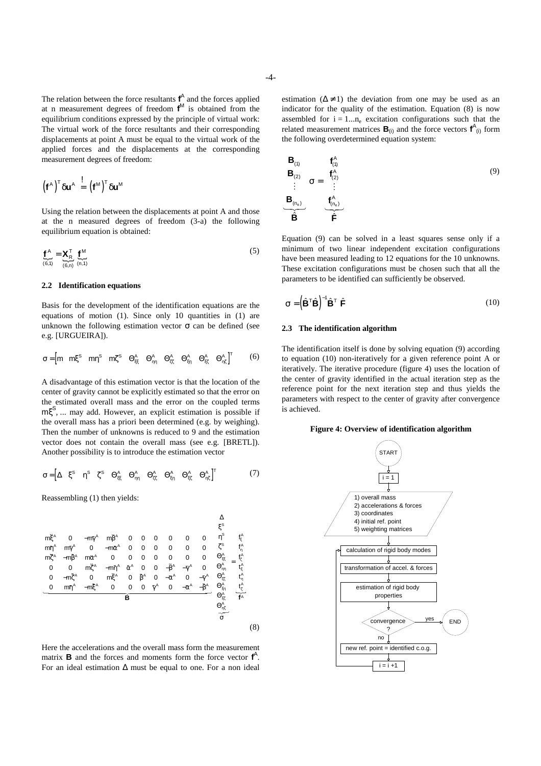The relation between the force resultants $\mathbf{f}^A$ and the forces applied at n measurement degrees of freedom $\mathbf{f}^M$ is obtained from the equilibrium conditions expressed by the principle of virtual work: The virtual work of the force resultants and their corresponding displacements at point A must be equal to the virtual work of the applied forces and the displacements at the corresponding measurement degrees of freedom:

$$\left(\mathbf{f}^A\right)^T \delta\mathbf{u}^A \overset{!}{=} \left(\mathbf{f}^M\right)^T \delta\mathbf{u}^M$$

Using the relation between the displacements at point A and those at the n measured degrees of freedom (3-a) the following equilibrium equation is obtained:

$$\underbrace{\mathbf{f}^A}_{(6,1)} = \underbrace{\mathbf{X}_R^T}_{(6,n)} \underbrace{\mathbf{f}^M}_{(n,1)} \tag{5}$$

### 2.2 Identification equations

Basis for the development of the identification equations are the equations of motion (1). Since only 10 quantities in (1) are unknown the following estimation vector $\sigma$ can be defined (see e.g. [URGUEIRA]).

$$\sigma = \left[m \;\; m\xi^S \;\; m\eta^S \;\; m\zeta^S \;\; \Theta^A_{\xi\xi} \;\; \Theta^A_{\eta\eta} \;\; \Theta^A_{\zeta\zeta} \;\; \Theta^A_{\xi\eta} \;\; \Theta^A_{\xi\zeta} \;\; \Theta^A_{\eta\zeta}\right]^T \tag{6}$$

A disadvantage of this estimation vector is that the location of the center of gravity cannot be explicitly estimated so that the error on the estimated overall mass and the error on the coupled terms $m\xi^S$, ... may add. However, an explicit estimation is possible if the overall mass has a priori been determined (e.g. by weighing). Then the number of unknowns is reduced to 9 and the estimation vector does not contain the overall mass (see e.g. [BRETL]). Another possibility is to introduce the estimation vector

$$\sigma = \left[\Delta \;\; \xi^S \;\; \eta^S \;\; \zeta^S \;\; \Theta^A_{\xi\xi} \;\; \Theta^A_{\eta\eta} \;\; \Theta^A_{\zeta\zeta} \;\; \Theta^A_{\xi\eta} \;\; \Theta^A_{\xi\zeta} \;\; \Theta^A_{\eta\zeta}\right]^T \tag{7}$$

Reassembling (1) then yields:

$$\underbrace{\begin{bmatrix} m\ddot{\xi}^A & 0 & -m\ddot{\gamma}^A & m\ddot{\beta}^A & 0 & 0 & 0 & 0 & 0 & 0 \\ m\ddot{\eta}^A & m\ddot{\gamma}^A & 0 & -m\ddot{\alpha}^A & 0 & 0 & 0 & 0 & 0 & 0 \\ m\ddot{\zeta}^A & -m\ddot{\beta}^A & m\ddot{\alpha}^A & 0 & 0 & 0 & 0 & 0 & 0 & 0 \\ 0 & 0 & m\ddot{\zeta}^A & -m\ddot{\eta}^A & \ddot{\alpha}^A & 0 & 0 & -\ddot{\beta}^A & -\ddot{\gamma}^A & 0 \\ 0 & -m\ddot{\zeta}^A & 0 & m\ddot{\xi}^A & 0 & \ddot{\beta}^A & 0 & -\ddot{\alpha}^A & 0 & -\ddot{\gamma}^A \\ 0 & m\ddot{\eta}^A & -m\ddot{\xi}^A & 0 & 0 & 0 & \ddot{\gamma}^A & 0 & -\ddot{\alpha}^A & -\ddot{\beta}^A \end{bmatrix}}_{\mathbf{B}} \underbrace{\begin{bmatrix} \Delta \\ \xi^S \\ \eta^S \\ \zeta^S \\ \Theta^A_{\xi\xi} \\ \Theta^A_{\eta\eta} \\ \Theta^A_{\zeta\zeta} \\ \Theta^A_{\xi\eta} \\ \Theta^A_{\xi\zeta} \\ \Theta^A_{\eta\zeta} \end{bmatrix}}_{\sigma} = \underbrace{\begin{bmatrix} f^A_\xi \\ f^A_\eta \\ f^A_\zeta \\ t^A_\xi \\ t^A_\eta \\ t^A_\zeta \end{bmatrix}}_{\mathbf{f}^A} \tag{8}$$

Here the accelerations and the overall mass form the measurement matrix $\mathbf{B}$ and the forces and moments form the force vector $\mathbf{f}^A$. For an ideal estimation $\Delta$ must be equal to one. For a non ideal estimation ($\Delta \neq 1$) the deviation from one may be used as an indicator for the quality of the estimation. Equation (8) is now assembled for $i = 1...n_e$ excitation configurations such that the related measurement matrices $\mathbf{B}_{(i)}$ and the force vectors $\mathbf{f}^A_{(i)}$ form the following overdetermined equation system:

$$\underbrace{\begin{bmatrix} \mathbf{B}_{(1)} \\ \mathbf{B}_{(2)} \\ \vdots \\ \mathbf{B}_{(n_e)} \end{bmatrix}}_{\hat{\mathbf{B}}} \sigma = \underbrace{\begin{bmatrix} \mathbf{f}^A_{(1)} \\ \mathbf{f}^A_{(2)} \\ \vdots \\ \mathbf{f}^A_{(n_e)} \end{bmatrix}}_{\hat{\mathbf{F}}} \tag{9}$$

Equation (9) can be solved in a least squares sense only if a minimum of two linear independent excitation configurations have been measured leading to 12 equations for the 10 unknowns. These excitation configurations must be chosen such that all the parameters to be identified can sufficiently be observed.

$$\sigma = \left(\hat{\mathbf{B}}^T \hat{\mathbf{B}}\right)^{-1} \hat{\mathbf{B}}^T \hat{\mathbf{F}} \tag{10}$$

### 2.3 The identification algorithm

The identification itself is done by solving equation (9) according to equation (10) non-iteratively for a given reference point A or iteratively. The iterative procedure (figure 4) uses the location of the center of gravity identified in the actual iteration step as the reference point for the next iteration step and thus yields the parameters with respect to the center of gravity after convergence is achieved.

**Figure 4: Overview of identification algorithm**

START → i = 1 → [1) overall mass, 2) accelerations & forces, 3) coordinates, 4) initial ref. point, 5) weighting matrices] → calculation of rigid body modes → transformation of accel. & forces → estimation of rigid body properties → convergence? — yes → END; no → new ref. point = identified c.o.g. → i = i +1 → (back to calculation of rigid body modes)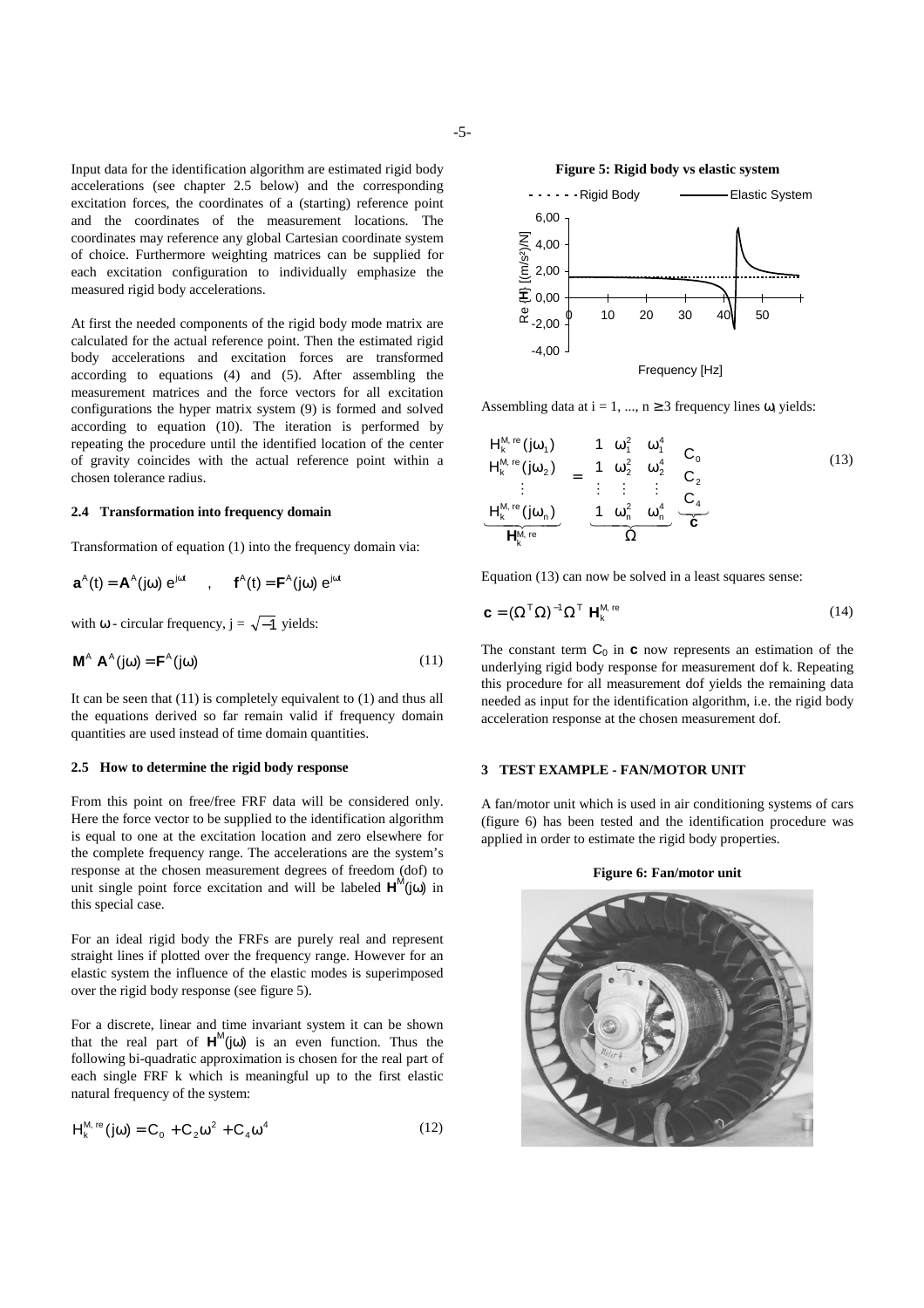Input data for the identification algorithm are estimated rigid body accelerations (see chapter 2.5 below) and the corresponding excitation forces, the coordinates of a (starting) reference point and the coordinates of the measurement locations. The coordinates may reference any global Cartesian coordinate system of choice. Furthermore weighting matrices can be supplied for each excitation configuration to individually emphasize the measured rigid body accelerations.

At first the needed components of the rigid body mode matrix are calculated for the actual reference point. Then the estimated rigid body accelerations and excitation forces are transformed according to equations (4) and (5). After assembling the measurement matrices and the force vectors for all excitation configurations the hyper matrix system (9) is formed and solved according to equation (10). The iteration is performed by repeating the procedure until the identified location of the center of gravity coincides with the actual reference point within a chosen tolerance radius.

### 2.4 Transformation into frequency domain

Transformation of equation (1) into the frequency domain via:

$$\mathbf{a}^A(t) = \mathbf{A}^A(j\omega)\, e^{j\omega t} \quad , \quad \mathbf{f}^A(t) = \mathbf{F}^A(j\omega)\, e^{j\omega t}$$

with $\omega$ - circular frequency, $j = \sqrt{-1}$ yields:

$$\mathbf{M}^A\ \mathbf{A}^A(j\omega) = \mathbf{F}^A(j\omega) \tag{11}$$

It can be seen that (11) is completely equivalent to (1) and thus all the equations derived so far remain valid if frequency domain quantities are used instead of time domain quantities.

### 2.5 How to determine the rigid body response

From this point on free/free FRF data will be considered only. Here the force vector to be supplied to the identification algorithm is equal to one at the excitation location and zero elsewhere for the complete frequency range. The accelerations are the system's response at the chosen measurement degrees of freedom (dof) to unit single point force excitation and will be labeled $\mathbf{H}^M(j\omega)$ in this special case.

For an ideal rigid body the FRFs are purely real and represent straight lines if plotted over the frequency range. However for an elastic system the influence of the elastic modes is superimposed over the rigid body response (see figure 5).

For a discrete, linear and time invariant system it can be shown that the real part of $\mathbf{H}^M(j\omega)$ is an even function. Thus the following bi-quadratic approximation is chosen for the real part of each single FRF k which is meaningful up to the first elastic natural frequency of the system:

$$H_k^{M,\,re}(j\omega) = C_0 + C_2\omega^2 + C_4\omega^4 \tag{12}$$

**Figure 5: Rigid body vs elastic system**

Assembling data at i = 1, ..., n ≥ 3 frequency lines $\omega_i$ yields:

$$\underbrace{\begin{bmatrix} H_k^{M,\,re}(j\omega_1) \\ H_k^{M,\,re}(j\omega_2) \\ \vdots \\ H_k^{M,\,re}(j\omega_n) \end{bmatrix}}_{\mathbf{H}_k^{M,\,re}} = \underbrace{\begin{bmatrix} 1 & \omega_1^2 & \omega_1^4 \\ 1 & \omega_2^2 & \omega_2^4 \\ \vdots & \vdots & \vdots \\ 1 & \omega_n^2 & \omega_n^4 \end{bmatrix}}_{\Omega} \underbrace{\begin{bmatrix} C_0 \\ C_2 \\ C_4 \end{bmatrix}}_{\mathbf{c}} \tag{13}$$

Equation (13) can now be solved in a least squares sense:

$$\mathbf{c} = (\Omega^T \Omega)^{-1} \Omega^T\ \mathbf{H}_k^{M,\,re} \tag{14}$$

The constant term $C_0$ in $\mathbf{c}$ now represents an estimation of the underlying rigid body response for measurement dof k. Repeating this procedure for all measurement dof yields the remaining data needed as input for the identification algorithm, i.e. the rigid body acceleration response at the chosen measurement dof.

## 3 TEST EXAMPLE - FAN/MOTOR UNIT

A fan/motor unit which is used in air conditioning systems of cars (figure 6) has been tested and the identification procedure was applied in order to estimate the rigid body properties.

**Figure 6: Fan/motor unit**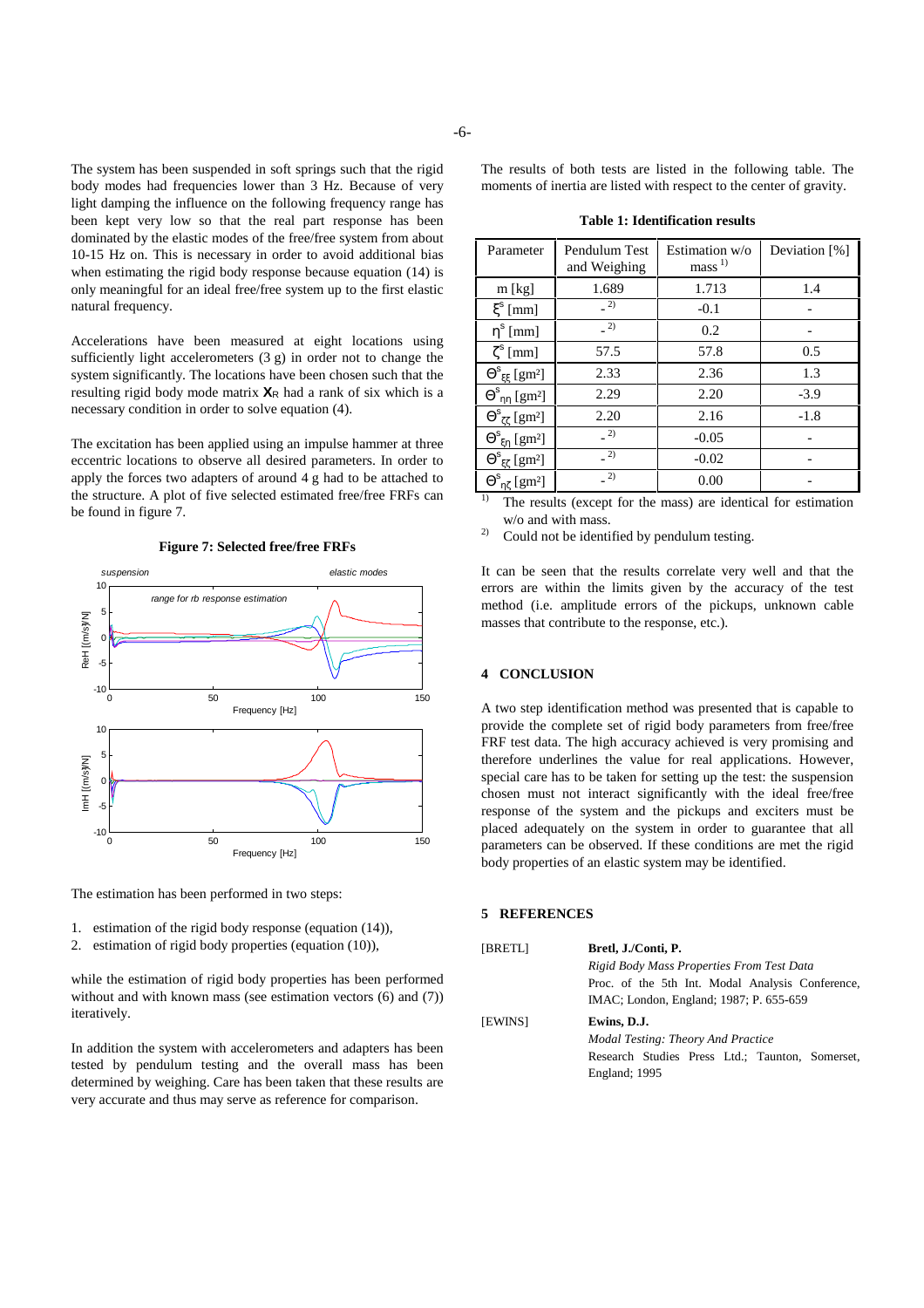The system has been suspended in soft springs such that the rigid body modes had frequencies lower than 3 Hz. Because of very light damping the influence on the following frequency range has been kept very low so that the real part response has been dominated by the elastic modes of the free/free system from about 10-15 Hz on. This is necessary in order to avoid additional bias when estimating the rigid body response because equation (14) is only meaningful for an ideal free/free system up to the first elastic natural frequency.

Accelerations have been measured at eight locations using sufficiently light accelerometers (3 g) in order not to change the system significantly. The locations have been chosen such that the resulting rigid body mode matrix $\mathbf{X}_R$ had a rank of six which is a necessary condition in order to solve equation (4).

The excitation has been applied using an impulse hammer at three eccentric locations to observe all desired parameters. In order to apply the forces two adapters of around 4 g had to be attached to the structure. A plot of five selected estimated free/free FRFs can be found in figure 7.

**Figure 7: Selected free/free FRFs**

The estimation has been performed in two steps:

1. estimation of the rigid body response (equation (14)),
2. estimation of rigid body properties (equation (10)),

while the estimation of rigid body properties has been performed without and with known mass (see estimation vectors (6) and (7)) iteratively.

In addition the system with accelerometers and adapters has been tested by pendulum testing and the overall mass has been determined by weighing. Care has been taken that these results are very accurate and thus may serve as reference for comparison.

The results of both tests are listed in the following table. The moments of inertia are listed with respect to the center of gravity.

**Table 1: Identification results**

| Parameter | Pendulum Test and Weighing | Estimation w/o mass [1] | Deviation [%] |
|---|---|---|---|
| m [kg] | 1.689 | 1.713 | 1.4 |
| $\xi^s$ [mm] | - [2] | -0.1 | - |
| $\eta^s$ [mm] | - [2] | 0.2 | - |
| $\zeta^s$ [mm] | 57.5 | 57.8 | 0.5 |
| $\Theta^s_{\xi\xi}$ [gm²] | 2.33 | 2.36 | 1.3 |
| $\Theta^s_{\eta\eta}$ [gm²] | 2.29 | 2.20 | -3.9 |
| $\Theta^s_{\zeta\zeta}$ [gm²] | 2.20 | 2.16 | -1.8 |
| $\Theta^s_{\xi\eta}$ [gm²] | - [2] | -0.05 | - |
| $\Theta^s_{\xi\zeta}$ [gm²] | - [2] | -0.02 | - |
| $\Theta^s_{\eta\zeta}$ [gm²] | - [2] | 0.00 | - |

[1] The results (except for the mass) are identical for estimation w/o and with mass.

[2] Could not be identified by pendulum testing.

It can be seen that the results correlate very well and that the errors are within the limits given by the accuracy of the test method (i.e. amplitude errors of the pickups, unknown cable masses that contribute to the response, etc.).

## 4 CONCLUSION

A two step identification method was presented that is capable to provide the complete set of rigid body parameters from free/free FRF test data. The high accuracy achieved is very promising and therefore underlines the value for real applications. However, special care has to be taken for setting up the test: the suspension chosen must not interact significantly with the ideal free/free response of the system and the pickups and exciters must be placed adequately on the system in order to guarantee that all parameters can be observed. If these conditions are met the rigid body properties of an elastic system may be identified.

## 5 REFERENCES

[BRETL] **Bretl, J./Conti, P.**
*Rigid Body Mass Properties From Test Data*
Proc. of the 5th Int. Modal Analysis Conference, IMAC; London, England; 1987; P. 655-659

[EWINS] **Ewins, D.J.**
*Modal Testing: Theory And Practice*
Research Studies Press Ltd.; Taunton, Somerset, England; 1995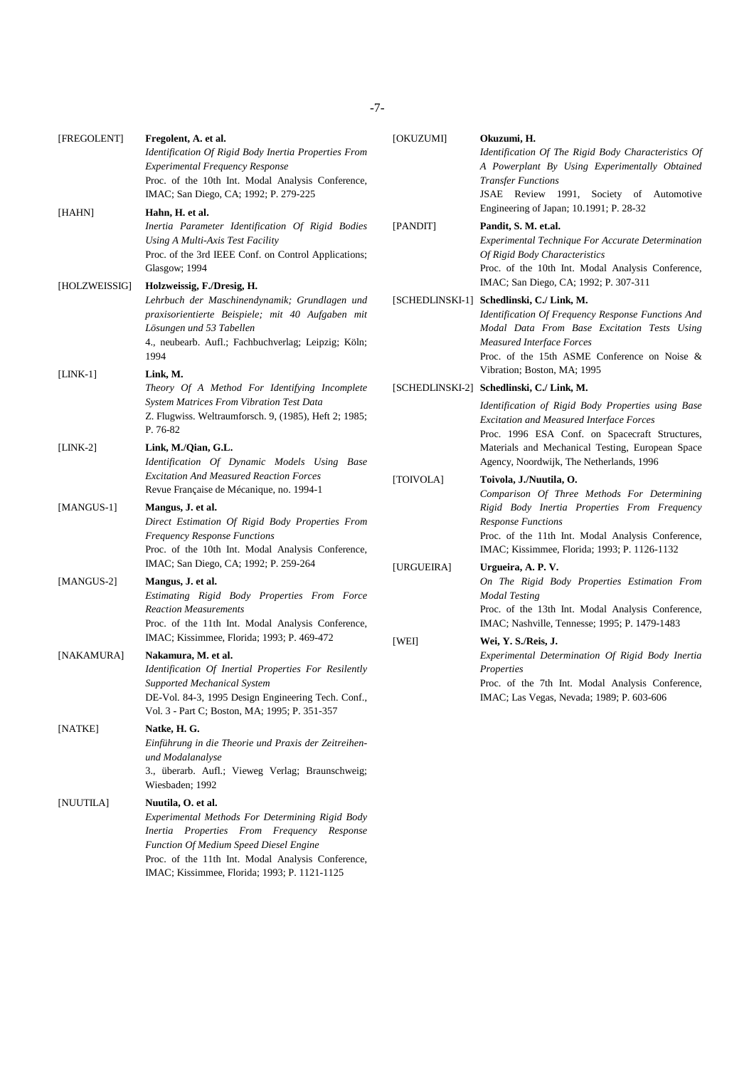[FREGOLENT] **Fregolent, A. et al.**
*Identification Of Rigid Body Inertia Properties From Experimental Frequency Response*
Proc. of the 10th Int. Modal Analysis Conference, IMAC; San Diego, CA; 1992; P. 279-225

[HAHN] **Hahn, H. et al.**
*Inertia Parameter Identification Of Rigid Bodies Using A Multi-Axis Test Facility*
Proc. of the 3rd IEEE Conf. on Control Applications; Glasgow; 1994

[HOLZWEISSIG] **Holzweissig, F./Dresig, H.**
*Lehrbuch der Maschinendynamik; Grundlagen und praxisorientierte Beispiele; mit 40 Aufgaben mit Lösungen und 53 Tabellen*
4., neubearb. Aufl.; Fachbuchverlag; Leipzig; Köln; 1994

[LINK-1] **Link, M.**
*Theory Of A Method For Identifying Incomplete System Matrices From Vibration Test Data*
Z. Flugwiss. Weltraumforsch. 9, (1985), Heft 2; 1985; P. 76-82

[LINK-2] **Link, M./Qian, G.L.**
*Identification Of Dynamic Models Using Base Excitation And Measured Reaction Forces*
Revue Française de Mécanique, no. 1994-1

[MANGUS-1] **Mangus, J. et al.**
*Direct Estimation Of Rigid Body Properties From Frequency Response Functions*
Proc. of the 10th Int. Modal Analysis Conference, IMAC; San Diego, CA; 1992; P. 259-264

[MANGUS-2] **Mangus, J. et al.**
*Estimating Rigid Body Properties From Force Reaction Measurements*
Proc. of the 11th Int. Modal Analysis Conference, IMAC; Kissimmee, Florida; 1993; P. 469-472

[NAKAMURA] **Nakamura, M. et al.**
*Identification Of Inertial Properties For Resilently Supported Mechanical System*
DE-Vol. 84-3, 1995 Design Engineering Tech. Conf., Vol. 3 - Part C; Boston, MA; 1995; P. 351-357

[NATKE] **Natke, H. G.**
*Einführung in die Theorie und Praxis der Zeitreihen- und Modalanalyse*
3., überarb. Aufl.; Vieweg Verlag; Braunschweig; Wiesbaden; 1992

[NUUTILA] **Nuutila, O. et al.**
*Experimental Methods For Determining Rigid Body Inertia Properties From Frequency Response Function Of Medium Speed Diesel Engine*
Proc. of the 11th Int. Modal Analysis Conference, IMAC; Kissimmee, Florida; 1993; P. 1121-1125

[OKUZUMI] **Okuzumi, H.**
*Identification Of The Rigid Body Characteristics Of A Powerplant By Using Experimentally Obtained Transfer Functions*
JSAE Review 1991, Society of Automotive Engineering of Japan; 10.1991; P. 28-32

[PANDIT] **Pandit, S. M. et.al.**
*Experimental Technique For Accurate Determination Of Rigid Body Characteristics*
Proc. of the 10th Int. Modal Analysis Conference, IMAC; San Diego, CA; 1992; P. 307-311

[SCHEDLINSKI-1] **Schedlinski, C./ Link, M.**
*Identification Of Frequency Response Functions And Modal Data From Base Excitation Tests Using Measured Interface Forces*
Proc. of the 15th ASME Conference on Noise & Vibration; Boston, MA; 1995

[SCHEDLINSKI-2] **Schedlinski, C./ Link, M.**
*Identification of Rigid Body Properties using Base Excitation and Measured Interface Forces*
Proc. 1996 ESA Conf. on Spacecraft Structures, Materials and Mechanical Testing, European Space Agency, Noordwijk, The Netherlands, 1996

[TOIVOLA] **Toivola, J./Nuutila, O.**
*Comparison Of Three Methods For Determining Rigid Body Inertia Properties From Frequency Response Functions*
Proc. of the 11th Int. Modal Analysis Conference, IMAC; Kissimmee, Florida; 1993; P. 1126-1132

[URGUEIRA] **Urgueira, A. P. V.**
*On The Rigid Body Properties Estimation From Modal Testing*
Proc. of the 13th Int. Modal Analysis Conference, IMAC; Nashville, Tennese; 1995; P. 1479-1483

[WEI] **Wei, Y. S./Reis, J.**
*Experimental Determination Of Rigid Body Inertia Properties*
Proc. of the 7th Int. Modal Analysis Conference, IMAC; Las Vegas, Nevada; 1989; P. 603-606